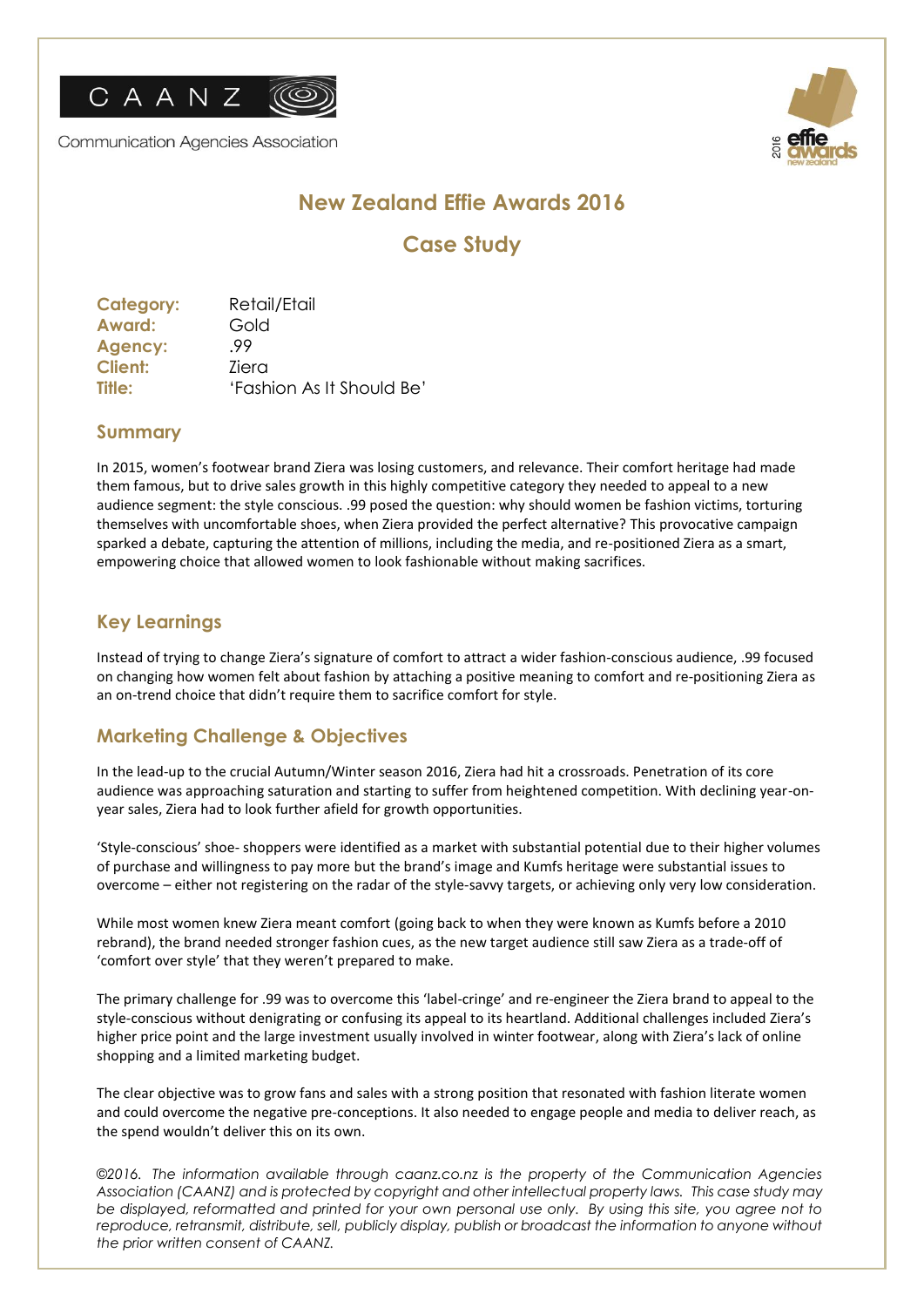CAANZ

Communication Agencies Association

# New Zealand Effie Awards 2016

## Case Study

**Category:** Retail/Etail
**Award:** Gold
**Agency:** .99
**Client:** Ziera
**Title:** 'Fashion As It Should Be'

### Summary

In 2015, women's footwear brand Ziera was losing customers, and relevance. Their comfort heritage had made them famous, but to drive sales growth in this highly competitive category they needed to appeal to a new audience segment: the style conscious. .99 posed the question: why should women be fashion victims, torturing themselves with uncomfortable shoes, when Ziera provided the perfect alternative? This provocative campaign sparked a debate, capturing the attention of millions, including the media, and re-positioned Ziera as a smart, empowering choice that allowed women to look fashionable without making sacrifices.

### Key Learnings

Instead of trying to change Ziera's signature of comfort to attract a wider fashion-conscious audience, .99 focused on changing how women felt about fashion by attaching a positive meaning to comfort and re-positioning Ziera as an on-trend choice that didn't require them to sacrifice comfort for style.

### Marketing Challenge & Objectives

In the lead-up to the crucial Autumn/Winter season 2016, Ziera had hit a crossroads. Penetration of its core audience was approaching saturation and starting to suffer from heightened competition. With declining year-on-year sales, Ziera had to look further afield for growth opportunities.

'Style-conscious' shoe- shoppers were identified as a market with substantial potential due to their higher volumes of purchase and willingness to pay more but the brand's image and Kumfs heritage were substantial issues to overcome – either not registering on the radar of the style-savvy targets, or achieving only very low consideration.

While most women knew Ziera meant comfort (going back to when they were known as Kumfs before a 2010 rebrand), the brand needed stronger fashion cues, as the new target audience still saw Ziera as a trade-off of 'comfort over style' that they weren't prepared to make.

The primary challenge for .99 was to overcome this 'label-cringe' and re-engineer the Ziera brand to appeal to the style-conscious without denigrating or confusing its appeal to its heartland. Additional challenges included Ziera's higher price point and the large investment usually involved in winter footwear, along with Ziera's lack of online shopping and a limited marketing budget.

The clear objective was to grow fans and sales with a strong position that resonated with fashion literate women and could overcome the negative pre-conceptions. It also needed to engage people and media to deliver reach, as the spend wouldn't deliver this on its own.

*©2016. The information available through caanz.co.nz is the property of the Communication Agencies Association (CAANZ) and is protected by copyright and other intellectual property laws. This case study may be displayed, reformatted and printed for your own personal use only. By using this site, you agree not to reproduce, retransmit, distribute, sell, publicly display, publish or broadcast the information to anyone without the prior written consent of CAANZ.*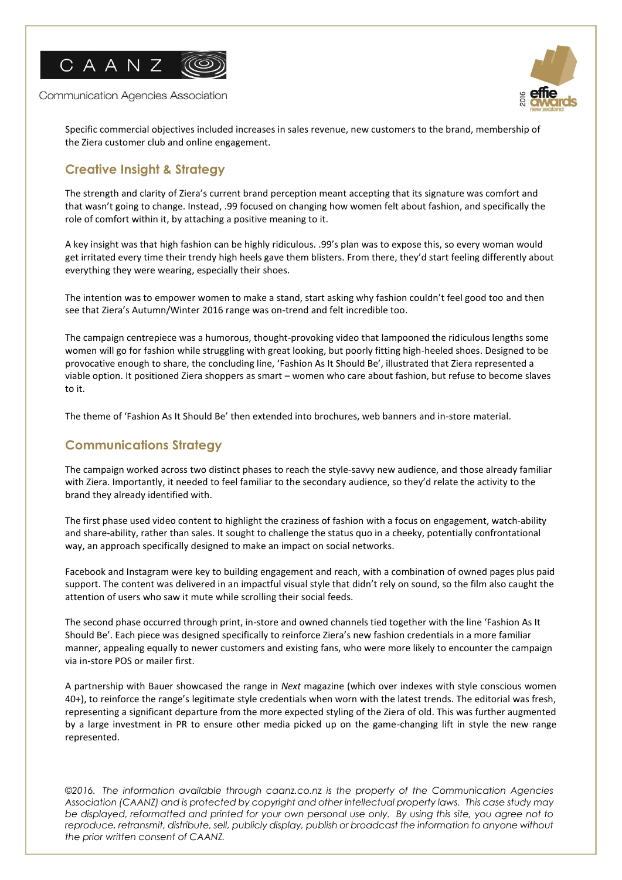Specific commercial objectives included increases in sales revenue, new customers to the brand, membership of the Ziera customer club and online engagement.

## Creative Insight & Strategy

The strength and clarity of Ziera's current brand perception meant accepting that its signature was comfort and that wasn't going to change. Instead, .99 focused on changing how women felt about fashion, and specifically the role of comfort within it, by attaching a positive meaning to it.

A key insight was that high fashion can be highly ridiculous. .99's plan was to expose this, so every woman would get irritated every time their trendy high heels gave them blisters. From there, they'd start feeling differently about everything they were wearing, especially their shoes.

The intention was to empower women to make a stand, start asking why fashion couldn't feel good too and then see that Ziera's Autumn/Winter 2016 range was on-trend and felt incredible too.

The campaign centrepiece was a humorous, thought-provoking video that lampooned the ridiculous lengths some women will go for fashion while struggling with great looking, but poorly fitting high-heeled shoes. Designed to be provocative enough to share, the concluding line, 'Fashion As It Should Be', illustrated that Ziera represented a viable option. It positioned Ziera shoppers as smart – women who care about fashion, but refuse to become slaves to it.

The theme of 'Fashion As It Should Be' then extended into brochures, web banners and in-store material.

## Communications Strategy

The campaign worked across two distinct phases to reach the style-savvy new audience, and those already familiar with Ziera. Importantly, it needed to feel familiar to the secondary audience, so they'd relate the activity to the brand they already identified with.

The first phase used video content to highlight the craziness of fashion with a focus on engagement, watch-ability and share-ability, rather than sales. It sought to challenge the status quo in a cheeky, potentially confrontational way, an approach specifically designed to make an impact on social networks.

Facebook and Instagram were key to building engagement and reach, with a combination of owned pages plus paid support. The content was delivered in an impactful visual style that didn't rely on sound, so the film also caught the attention of users who saw it mute while scrolling their social feeds.

The second phase occurred through print, in-store and owned channels tied together with the line 'Fashion As It Should Be'. Each piece was designed specifically to reinforce Ziera's new fashion credentials in a more familiar manner, appealing equally to newer customers and existing fans, who were more likely to encounter the campaign via in-store POS or mailer first.

A partnership with Bauer showcased the range in *Next* magazine (which over indexes with style conscious women 40+), to reinforce the range's legitimate style credentials when worn with the latest trends. The editorial was fresh, representing a significant departure from the more expected styling of the Ziera of old. This was further augmented by a large investment in PR to ensure other media picked up on the game-changing lift in style the new range represented.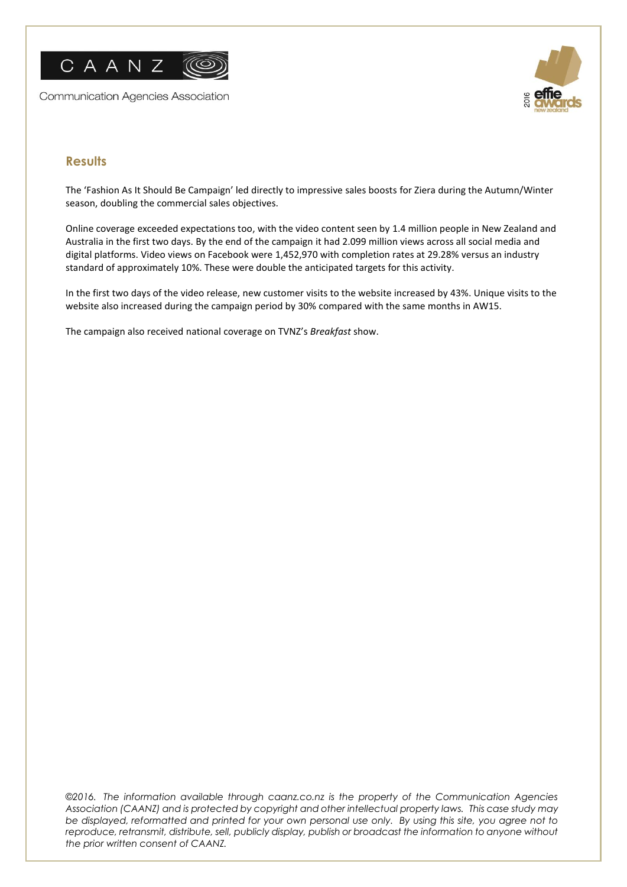## Results

The 'Fashion As It Should Be Campaign' led directly to impressive sales boosts for Ziera during the Autumn/Winter season, doubling the commercial sales objectives.

Online coverage exceeded expectations too, with the video content seen by 1.4 million people in New Zealand and Australia in the first two days. By the end of the campaign it had 2.099 million views across all social media and digital platforms. Video views on Facebook were 1,452,970 with completion rates at 29.28% versus an industry standard of approximately 10%. These were double the anticipated targets for this activity.

In the first two days of the video release, new customer visits to the website increased by 43%. Unique visits to the website also increased during the campaign period by 30% compared with the same months in AW15.

The campaign also received national coverage on TVNZ's *Breakfast* show.

*©2016. The information available through caanz.co.nz is the property of the Communication Agencies Association (CAANZ) and is protected by copyright and other intellectual property laws. This case study may be displayed, reformatted and printed for your own personal use only. By using this site, you agree not to reproduce, retransmit, distribute, sell, publicly display, publish or broadcast the information to anyone without the prior written consent of CAANZ.*